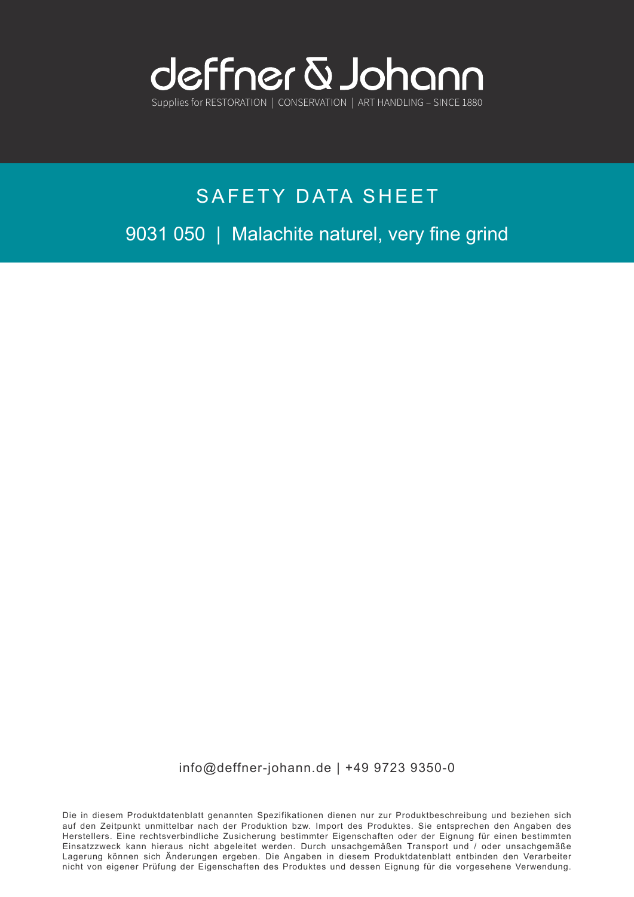# deffner & Johann

Supplies for RESTORATION | CONSERVATION | ART HANDLING – SINCE 1880

## SAFETY DATA SHEET

## 9031 050 | Malachite naturel, very fine grind

info@deffner-johann.de | +49 9723 9350-0

Die in diesem Produktdatenblatt genannten Spezifikationen dienen nur zur Produktbeschreibung und beziehen sich auf den Zeitpunkt unmittelbar nach der Produktion bzw. Import des Produktes. Sie entsprechen den Angaben des Herstellers. Eine rechtsverbindliche Zusicherung bestimmter Eigenschaften oder der Eignung für einen bestimmten Einsatzzweck kann hieraus nicht abgeleitet werden. Durch unsachgemäßen Transport und / oder unsachgemäße Lagerung können sich Änderungen ergeben. Die Angaben in diesem Produktdatenblatt entbinden den Verarbeiter nicht von eigener Prüfung der Eigenschaften des Produktes und dessen Eignung für die vorgesehene Verwendung.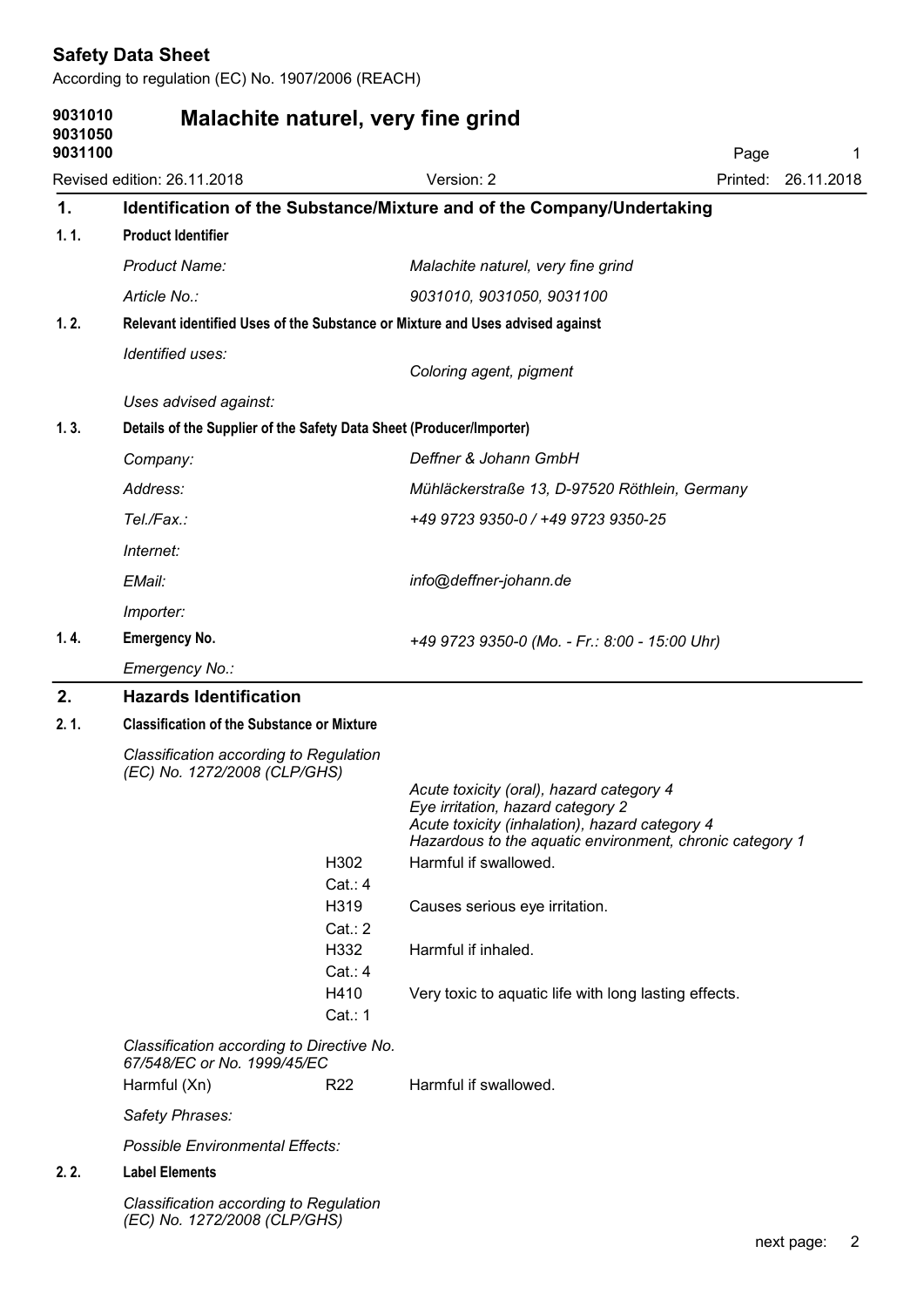# Safety Data Sheet

According to regulation (EC) No. 1907/2006 (REACH)

**9031010**
**9031050**
**9031100**

## Malachite naturel, very fine grind

Revised edition: 26.11.2018 | Version: 2 | Printed: 26.11.2018

## 1. Identification of the Substance/Mixture and of the Company/Undertaking

### 1. 1. Product Identifier

| | |
|---|---|
| *Product Name:* | *Malachite naturel, very fine grind* |
| *Article No.:* | *9031010, 9031050, 9031100* |

### 1. 2. Relevant identified Uses of the Substance or Mixture and Uses advised against

| | |
|---|---|
| *Identified uses:* | *Coloring agent, pigment* |
| *Uses advised against:* | |

### 1. 3. Details of the Supplier of the Safety Data Sheet (Producer/Importer)

| | |
|---|---|
| *Company:* | *Deffner & Johann GmbH* |
| *Address:* | *Mühläckerstraße 13, D-97520 Röthlein, Germany* |
| *Tel./Fax.:* | *+49 9723 9350-0 / +49 9723 9350-25* |
| *Internet:* | |
| *EMail:* | *info@deffner-johann.de* |
| *Importer:* | |

### 1. 4. Emergency No.

*+49 9723 9350-0 (Mo. - Fr.: 8:00 - 15:00 Uhr)*

*Emergency No.:*

## 2. Hazards Identification

### 2. 1. Classification of the Substance or Mixture

*Classification according to Regulation (EC) No. 1272/2008 (CLP/GHS)*

*Acute toxicity (oral), hazard category 4*
*Eye irritation, hazard category 2*
*Acute toxicity (inhalation), hazard category 4*
*Hazardous to the aquatic environment, chronic category 1*

| Code | Statement |
|---|---|
| H302 Cat.: 4 | Harmful if swallowed. |
| H319 Cat.: 2 | Causes serious eye irritation. |
| H332 Cat.: 4 | Harmful if inhaled. |
| H410 Cat.: 1 | Very toxic to aquatic life with long lasting effects. |

*Classification according to Directive No. 67/548/EC or No. 1999/45/EC*

| | | |
|---|---|---|
| Harmful (Xn) | R22 | Harmful if swallowed. |

*Safety Phrases:*

*Possible Environmental Effects:*

### 2. 2. Label Elements

*Classification according to Regulation (EC) No. 1272/2008 (CLP/GHS)*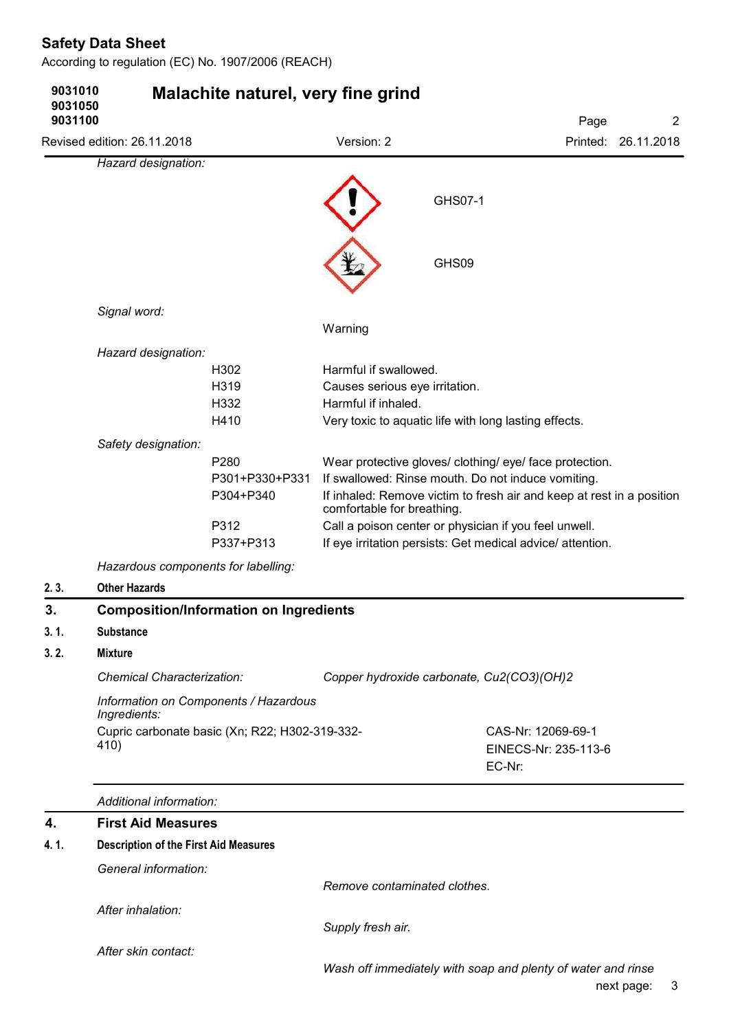*Hazard designation:*

GHS07-1

GHS09

*Signal word:*

Warning

*Hazard designation:*

| | |
|---|---|
| H302 | Harmful if swallowed. |
| H319 | Causes serious eye irritation. |
| H332 | Harmful if inhaled. |
| H410 | Very toxic to aquatic life with long lasting effects. |

*Safety designation:*

| | |
|---|---|
| P280 | Wear protective gloves/ clothing/ eye/ face protection. |
| P301+P330+P331 | If swallowed: Rinse mouth. Do not induce vomiting. |
| P304+P340 | If inhaled: Remove victim to fresh air and keep at rest in a position comfortable for breathing. |
| P312 | Call a poison center or physician if you feel unwell. |
| P337+P313 | If eye irritation persists: Get medical advice/ attention. |

*Hazardous components for labelling:*

**2. 3. Other Hazards**

## 3. Composition/Information on Ingredients

**3. 1. Substance**

**3. 2. Mixture**

*Chemical Characterization:* *Copper hydroxide carbonate, $Cu_2(CO_3)(OH)_2$*

*Information on Components / Hazardous Ingredients:*

| | |
|---|---|
| Cupric carbonate basic (Xn; R22; H302-319-332-410) | CAS-Nr: 12069-69-1<br>EINECS-Nr: 235-113-6<br>EC-Nr: |

*Additional information:*

## 4. First Aid Measures

**4. 1. Description of the First Aid Measures**

*General information:*

*Remove contaminated clothes.*

*After inhalation:*

*Supply fresh air.*

*After skin contact:*

*Wash off immediately with soap and plenty of water and rinse*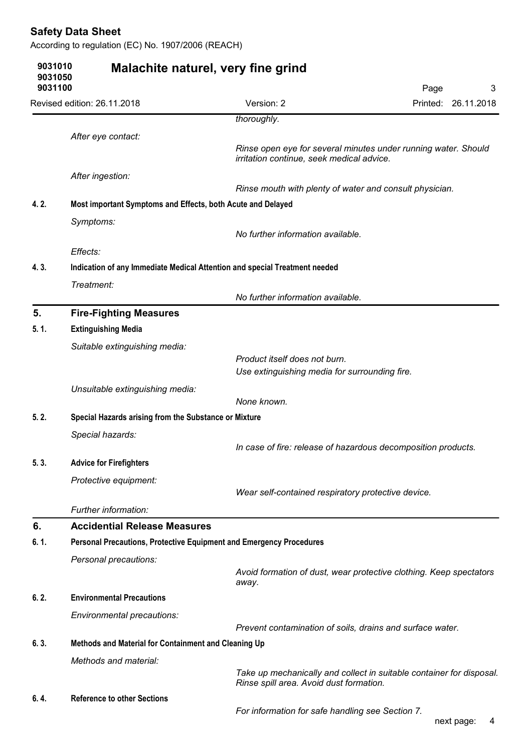*thoroughly.*

*After eye contact:*

*Rinse open eye for several minutes under running water. Should irritation continue, seek medical advice.*

*After ingestion:*

*Rinse mouth with plenty of water and consult physician.*

**4. 2. Most important Symptoms and Effects, both Acute and Delayed**

*Symptoms:*

*No further information available.*

*Effects:*

**4. 3. Indication of any Immediate Medical Attention and special Treatment needed**

*Treatment:*

*No further information available.*

## 5. Fire-Fighting Measures

**5. 1. Extinguishing Media**

*Suitable extinguishing media:*

*Product itself does not burn.*
*Use extinguishing media for surrounding fire.*

*Unsuitable extinguishing media:*

*None known.*

**5. 2. Special Hazards arising from the Substance or Mixture**

*Special hazards:*

*In case of fire: release of hazardous decomposition products.*

**5. 3. Advice for Firefighters**

*Protective equipment:*

*Wear self-contained respiratory protective device.*

*Further information:*

## 6. Accidential Release Measures

**6. 1. Personal Precautions, Protective Equipment and Emergency Procedures**

*Personal precautions:*

*Avoid formation of dust, wear protective clothing. Keep spectators away.*

**6. 2. Environmental Precautions**

*Environmental precautions:*

*Prevent contamination of soils, drains and surface water.*

**6. 3. Methods and Material for Containment and Cleaning Up**

*Methods and material:*

*Take up mechanically and collect in suitable container for disposal. Rinse spill area. Avoid dust formation.*

**6. 4. Reference to other Sections**

*For information for safe handling see Section 7.*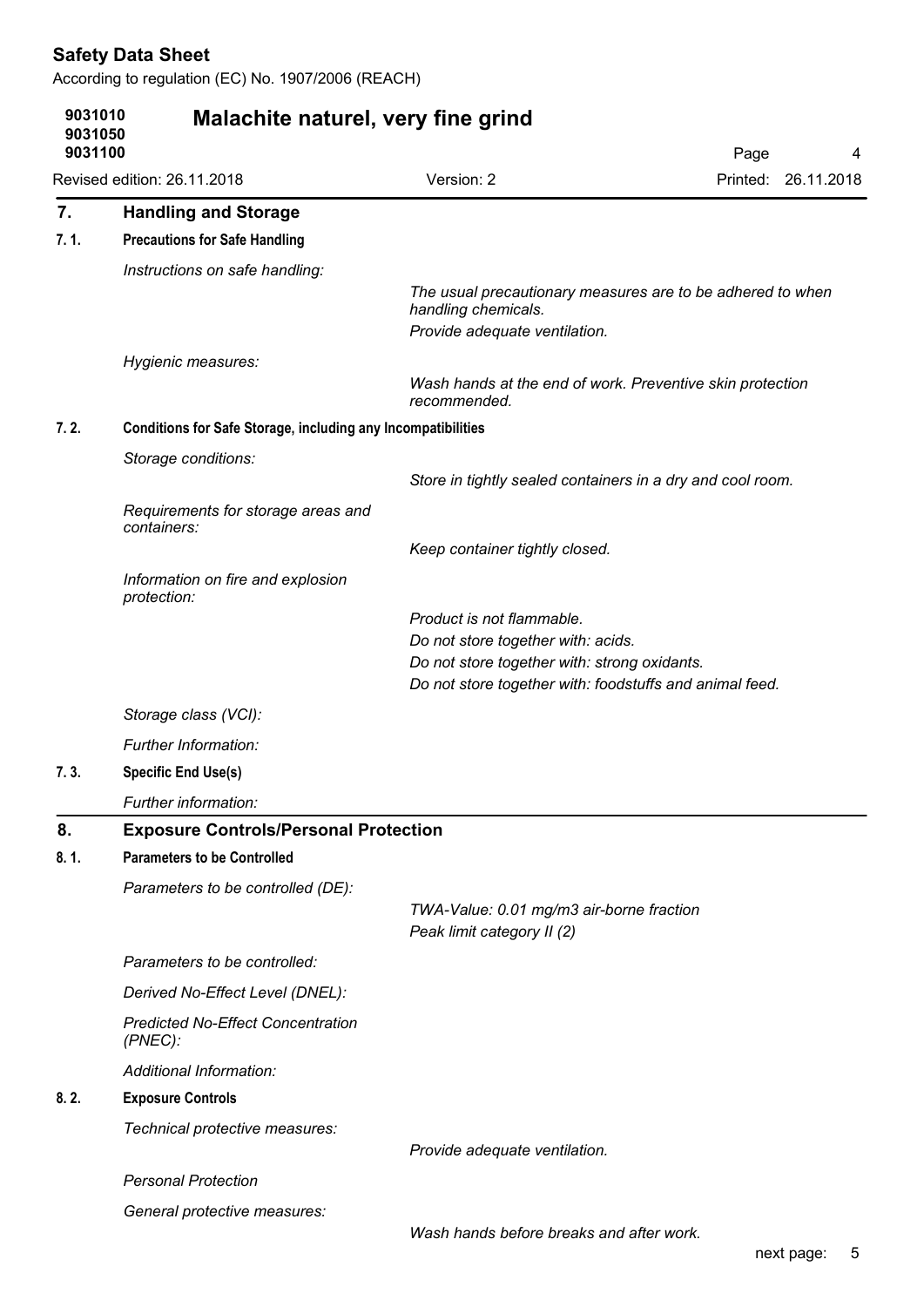## 7. Handling and Storage

### 7. 1. Precautions for Safe Handling

*Instructions on safe handling:*

*The usual precautionary measures are to be adhered to when handling chemicals.*

*Provide adequate ventilation.*

*Hygienic measures:*

*Wash hands at the end of work. Preventive skin protection recommended.*

### 7. 2. Conditions for Safe Storage, including any Incompatibilities

*Storage conditions:*

*Store in tightly sealed containers in a dry and cool room.*

*Requirements for storage areas and containers:*

*Keep container tightly closed.*

*Information on fire and explosion protection:*

*Product is not flammable.*

*Do not store together with: acids.*

*Do not store together with: strong oxidants.*

*Do not store together with: foodstuffs and animal feed.*

*Storage class (VCI):*

*Further Information:*

### 7. 3. Specific End Use(s)

*Further information:*

## 8. Exposure Controls/Personal Protection

### 8. 1. Parameters to be Controlled

*Parameters to be controlled (DE):*

*TWA-Value: 0.01 mg/m3 air-borne fraction*

*Peak limit category II (2)*

*Parameters to be controlled:*

*Derived No-Effect Level (DNEL):*

*Predicted No-Effect Concentration (PNEC):*

*Additional Information:*

### 8. 2. Exposure Controls

*Technical protective measures:*

*Provide adequate ventilation.*

*Personal Protection*

*General protective measures:*

*Wash hands before breaks and after work.*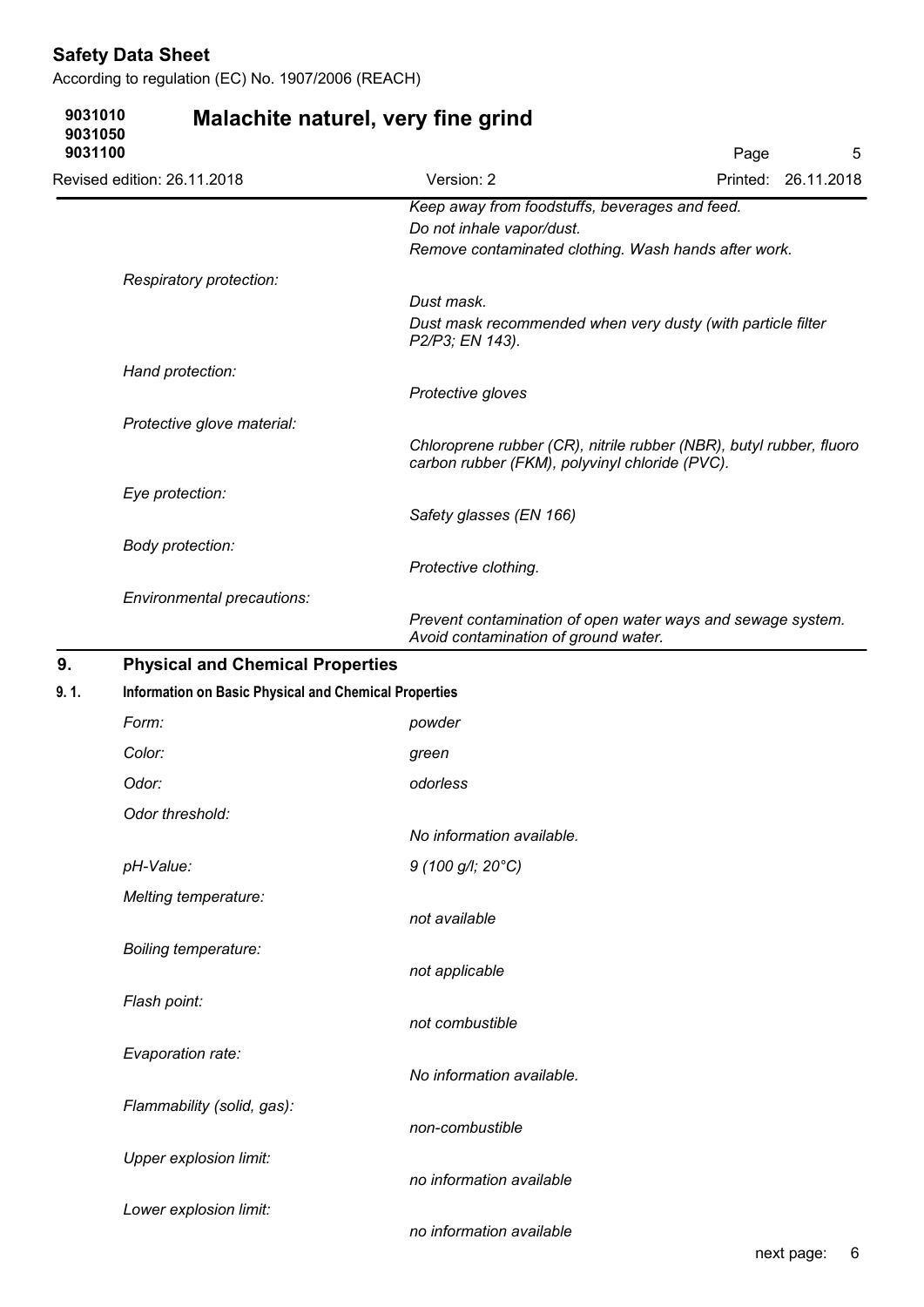| | |
|---|---|
| | *Keep away from foodstuffs, beverages and feed.* |
| | *Do not inhale vapor/dust.* |
| | *Remove contaminated clothing. Wash hands after work.* |
| *Respiratory protection:* | *Dust mask.* |
| | *Dust mask recommended when very dusty (with particle filter P2/P3; EN 143).* |
| *Hand protection:* | *Protective gloves* |
| *Protective glove material:* | *Chloroprene rubber (CR), nitrile rubber (NBR), butyl rubber, fluoro carbon rubber (FKM), polyvinyl chloride (PVC).* |
| *Eye protection:* | *Safety glasses (EN 166)* |
| *Body protection:* | *Protective clothing.* |
| *Environmental precautions:* | *Prevent contamination of open water ways and sewage system. Avoid contamination of ground water.* |

## 9. Physical and Chemical Properties

### 9. 1. Information on Basic Physical and Chemical Properties

| | |
|---|---|
| *Form:* | *powder* |
| *Color:* | *green* |
| *Odor:* | *odorless* |
| *Odor threshold:* | *No information available.* |
| *pH-Value:* | *9 (100 g/l; 20°C)* |
| *Melting temperature:* | *not available* |
| *Boiling temperature:* | *not applicable* |
| *Flash point:* | *not combustible* |
| *Evaporation rate:* | *No information available.* |
| *Flammability (solid, gas):* | *non-combustible* |
| *Upper explosion limit:* | *no information available* |
| *Lower explosion limit:* | *no information available* |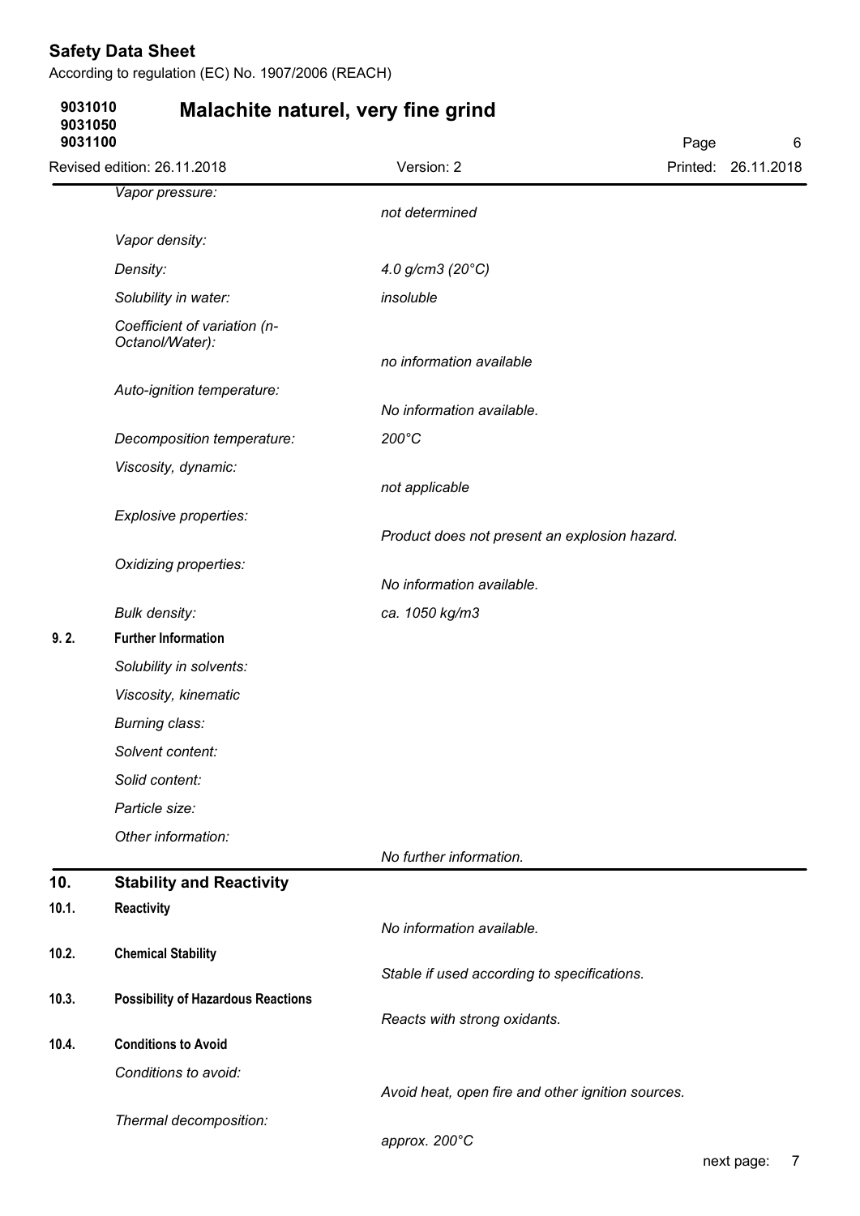| | |
|---|---|
| *Vapor pressure:* | *not determined* |
| *Vapor density:* | |
| *Density:* | *4.0 g/cm3 (20°C)* |
| *Solubility in water:* | *insoluble* |
| *Coefficient of variation (n-Octanol/Water):* | *no information available* |
| *Auto-ignition temperature:* | *No information available.* |
| *Decomposition temperature:* | *200°C* |
| *Viscosity, dynamic:* | *not applicable* |
| *Explosive properties:* | *Product does not present an explosion hazard.* |
| *Oxidizing properties:* | *No information available.* |
| *Bulk density:* | *ca. 1050 kg/m3* |

**9. 2. Further Information**

| | |
|---|---|
| *Solubility in solvents:* | |
| *Viscosity, kinematic* | |
| *Burning class:* | |
| *Solvent content:* | |
| *Solid content:* | |
| *Particle size:* | |
| *Other information:* | *No further information.* |

## 10. Stability and Reactivity

**10.1. Reactivity**

*No information available.*

**10.2. Chemical Stability**

*Stable if used according to specifications.*

**10.3. Possibility of Hazardous Reactions**

*Reacts with strong oxidants.*

**10.4. Conditions to Avoid**

| | |
|---|---|
| *Conditions to avoid:* | *Avoid heat, open fire and other ignition sources.* |
| *Thermal decomposition:* | *approx. 200°C* |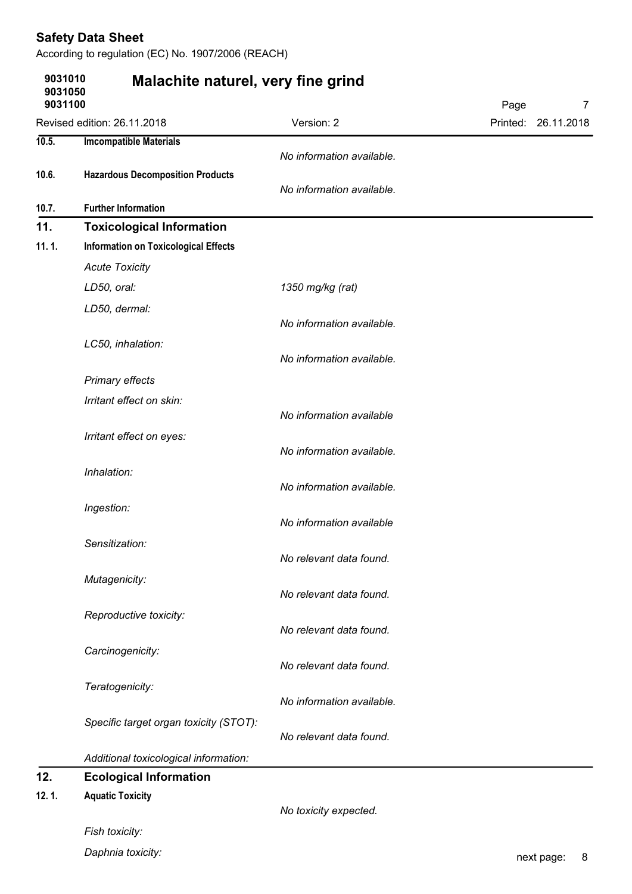**10.5. Imcompatible Materials**

*No information available.*

**10.6. Hazardous Decomposition Products**

*No information available.*

**10.7. Further Information**

## 11. Toxicological Information

**11. 1. Information on Toxicological Effects**

*Acute Toxicity*

| | |
|---|---|
| *LD50, oral:* | *1350 mg/kg (rat)* |
| *LD50, dermal:* | *No information available.* |
| *LC50, inhalation:* | *No information available.* |

*Primary effects*

| | |
|---|---|
| *Irritant effect on skin:* | *No information available* |
| *Irritant effect on eyes:* | *No information available.* |
| *Inhalation:* | *No information available.* |
| *Ingestion:* | *No information available* |
| *Sensitization:* | *No relevant data found.* |
| *Mutagenicity:* | *No relevant data found.* |
| *Reproductive toxicity:* | *No relevant data found.* |
| *Carcinogenicity:* | *No relevant data found.* |
| *Teratogenicity:* | *No information available.* |
| *Specific target organ toxicity (STOT):* | *No relevant data found.* |

*Additional toxicological information:*

## 12. Ecological Information

**12. 1. Aquatic Toxicity**

*No toxicity expected.*

*Fish toxicity:*

*Daphnia toxicity:*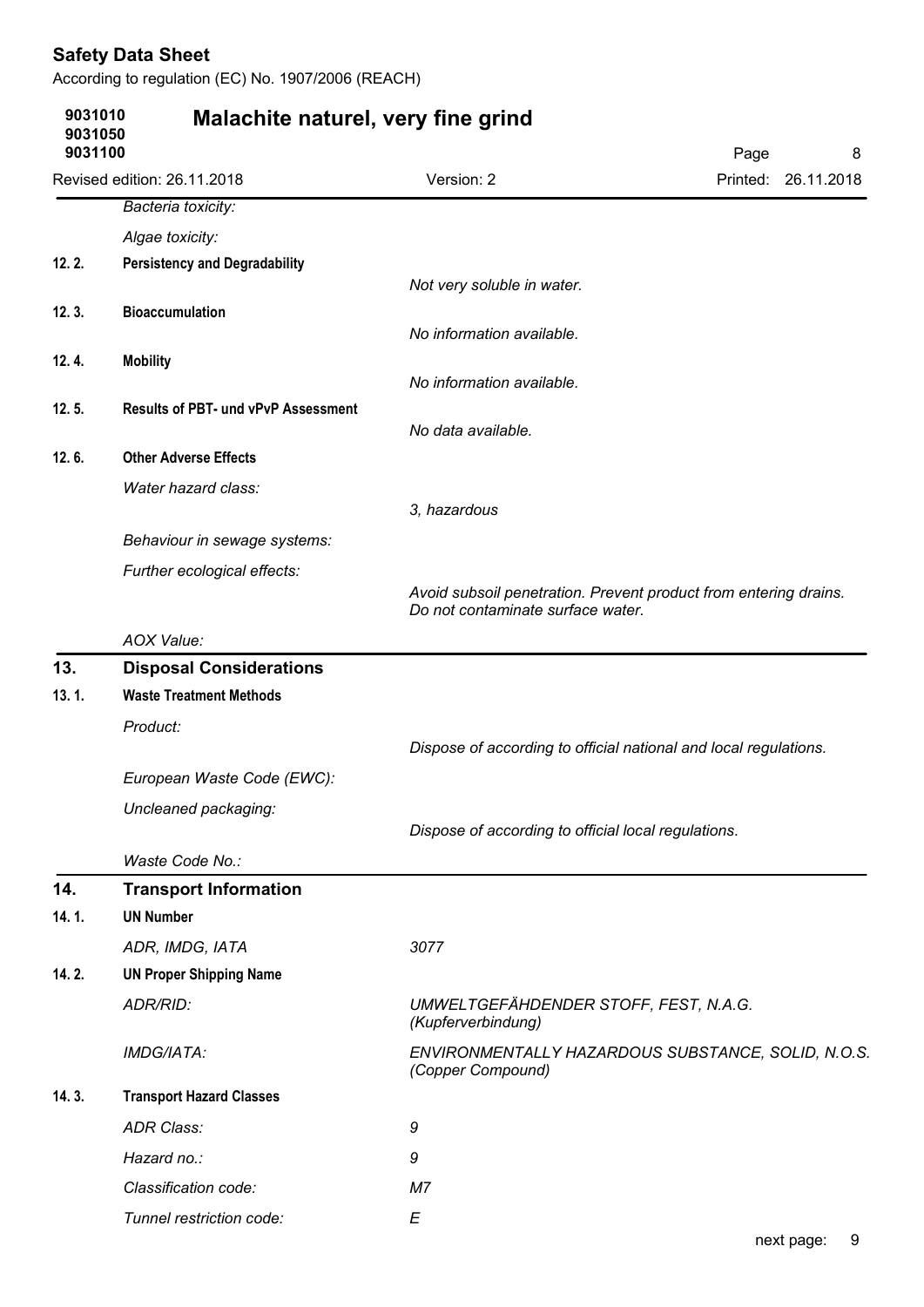*Bacteria toxicity:*

*Algae toxicity:*

**12. 2. Persistency and Degradability**

*Not very soluble in water.*

**12. 3. Bioaccumulation**

*No information available.*

**12. 4. Mobility**

*No information available.*

**12. 5. Results of PBT- und vPvP Assessment**

*No data available.*

**12. 6. Other Adverse Effects**

*Water hazard class:* *3, hazardous*

*Behaviour in sewage systems:*

*Further ecological effects:* *Avoid subsoil penetration. Prevent product from entering drains. Do not contaminate surface water.*

*AOX Value:*

## 13. Disposal Considerations

**13. 1. Waste Treatment Methods**

*Product:* *Dispose of according to official national and local regulations.*

*European Waste Code (EWC):*

*Uncleaned packaging:* *Dispose of according to official local regulations.*

*Waste Code No.:*

## 14. Transport Information

**14. 1. UN Number**

| | |
|---|---|
| *ADR, IMDG, IATA* | *3077* |

**14. 2. UN Proper Shipping Name**

| | |
|---|---|
| *ADR/RID:* | *UMWELTGEFÄHDENDER STOFF, FEST, N.A.G. (Kupferverbindung)* |
| *IMDG/IATA:* | *ENVIRONMENTALLY HAZARDOUS SUBSTANCE, SOLID, N.O.S. (Copper Compound)* |

**14. 3. Transport Hazard Classes**

| | |
|---|---|
| *ADR Class:* | *9* |
| *Hazard no.:* | *9* |
| *Classification code:* | *M7* |
| *Tunnel restriction code:* | *E* |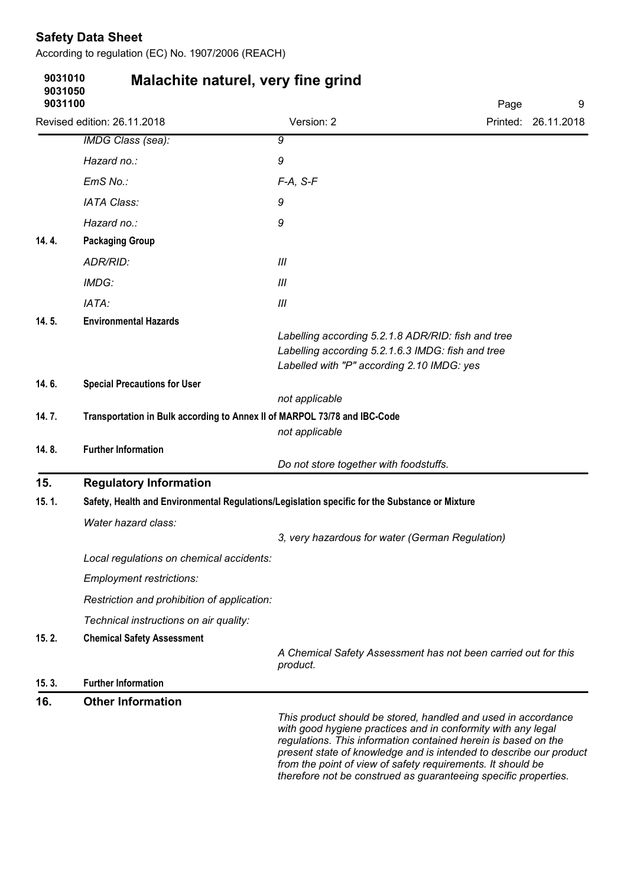| | | |
|---|---|---|
| | *IMDG Class (sea):* | *9* |
| | *Hazard no.:* | *9* |
| | *EmS No.:* | *F-A, S-F* |
| | *IATA Class:* | *9* |
| | *Hazard no.:* | *9* |

**14. 4. Packaging Group**

| | |
|---|---|
| *ADR/RID:* | *III* |
| *IMDG:* | *III* |
| *IATA:* | *III* |

**14. 5. Environmental Hazards**

*Labelling according 5.2.1.8 ADR/RID: fish and tree*
*Labelling according 5.2.1.6.3 IMDG: fish and tree*
*Labelled with "P" according 2.10 IMDG: yes*

**14. 6. Special Precautions for User**

*not applicable*

**14. 7. Transportation in Bulk according to Annex II of MARPOL 73/78 and IBC-Code**

*not applicable*

**14. 8. Further Information**

*Do not store together with foodstuffs.*

## 15. Regulatory Information

**15. 1. Safety, Health and Environmental Regulations/Legislation specific for the Substance or Mixture**

*Water hazard class:*

*3, very hazardous for water (German Regulation)*

*Local regulations on chemical accidents:*

*Employment restrictions:*

*Restriction and prohibition of application:*

*Technical instructions on air quality:*

**15. 2. Chemical Safety Assessment**

*A Chemical Safety Assessment has not been carried out for this product.*

**15. 3. Further Information**

## 16. Other Information

*This product should be stored, handled and used in accordance with good hygiene practices and in conformity with any legal regulations. This information contained herein is based on the present state of knowledge and is intended to describe our product from the point of view of safety requirements. It should be therefore not be construed as guaranteeing specific properties.*